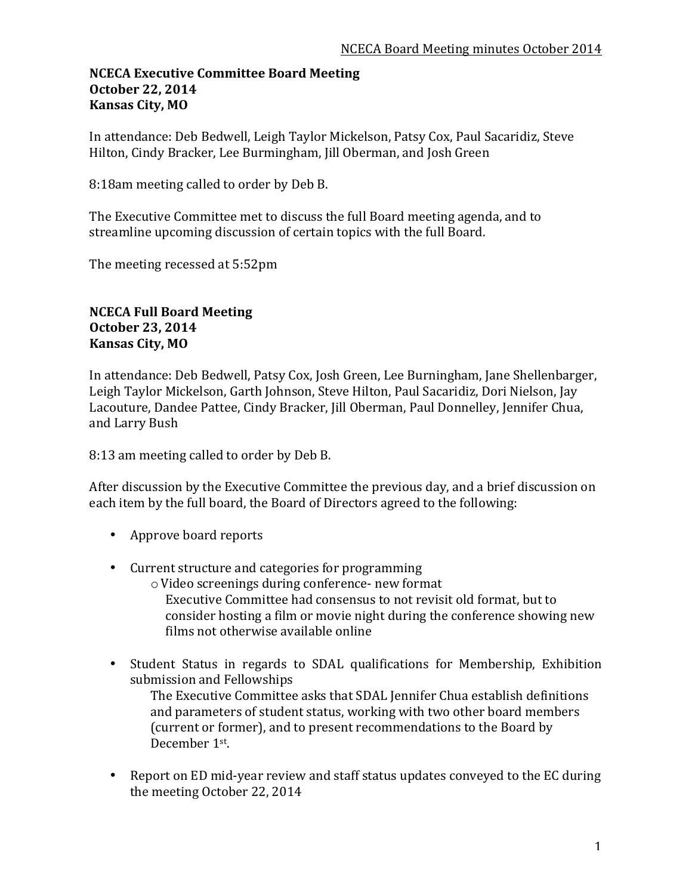**NCECA Executive Committee Board Meeting**
**October 22, 2014**
**Kansas City, MO**

In attendance: Deb Bedwell, Leigh Taylor Mickelson, Patsy Cox, Paul Sacaridiz, Steve Hilton, Cindy Bracker, Lee Burmingham, Jill Oberman, and Josh Green

8:18am meeting called to order by Deb B.

The Executive Committee met to discuss the full Board meeting agenda, and to streamline upcoming discussion of certain topics with the full Board.

The meeting recessed at 5:52pm

**NCECA Full Board Meeting**
**October 23, 2014**
**Kansas City, MO**

In attendance: Deb Bedwell, Patsy Cox, Josh Green, Lee Burningham, Jane Shellenbarger, Leigh Taylor Mickelson, Garth Johnson, Steve Hilton, Paul Sacaridiz, Dori Nielson, Jay Lacouture, Dandee Pattee, Cindy Bracker, Jill Oberman, Paul Donnelley, Jennifer Chua, and Larry Bush

8:13 am meeting called to order by Deb B.

After discussion by the Executive Committee the previous day, and a brief discussion on each item by the full board, the Board of Directors agreed to the following:

- Approve board reports

- Current structure and categories for programming
  - Video screenings during conference- new format
    Executive Committee had consensus to not revisit old format, but to consider hosting a film or movie night during the conference showing new films not otherwise available online

- Student Status in regards to SDAL qualifications for Membership, Exhibition submission and Fellowships
  The Executive Committee asks that SDAL Jennifer Chua establish definitions and parameters of student status, working with two other board members (current or former), and to present recommendations to the Board by December 1st.

- Report on ED mid-year review and staff status updates conveyed to the EC during the meeting October 22, 2014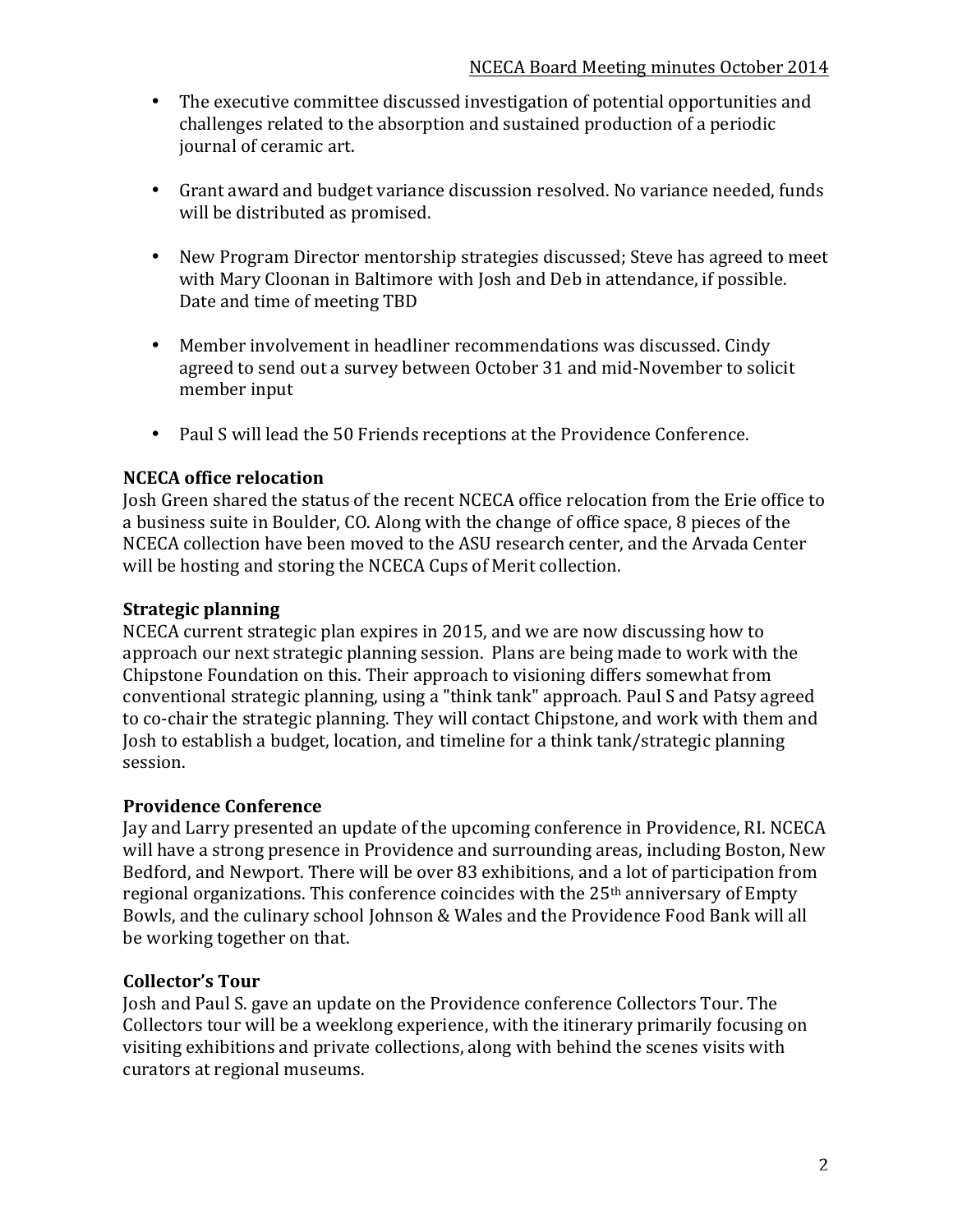- The executive committee discussed investigation of potential opportunities and challenges related to the absorption and sustained production of a periodic journal of ceramic art.

- Grant award and budget variance discussion resolved. No variance needed, funds will be distributed as promised.

- New Program Director mentorship strategies discussed; Steve has agreed to meet with Mary Cloonan in Baltimore with Josh and Deb in attendance, if possible. Date and time of meeting TBD

- Member involvement in headliner recommendations was discussed. Cindy agreed to send out a survey between October 31 and mid-November to solicit member input

- Paul S will lead the 50 Friends receptions at the Providence Conference.

**NCECA office relocation**
Josh Green shared the status of the recent NCECA office relocation from the Erie office to a business suite in Boulder, CO. Along with the change of office space, 8 pieces of the NCECA collection have been moved to the ASU research center, and the Arvada Center will be hosting and storing the NCECA Cups of Merit collection.

**Strategic planning**
NCECA current strategic plan expires in 2015, and we are now discussing how to approach our next strategic planning session. Plans are being made to work with the Chipstone Foundation on this. Their approach to visioning differs somewhat from conventional strategic planning, using a "think tank" approach. Paul S and Patsy agreed to co-chair the strategic planning. They will contact Chipstone, and work with them and Josh to establish a budget, location, and timeline for a think tank/strategic planning session.

**Providence Conference**
Jay and Larry presented an update of the upcoming conference in Providence, RI. NCECA will have a strong presence in Providence and surrounding areas, including Boston, New Bedford, and Newport. There will be over 83 exhibitions, and a lot of participation from regional organizations. This conference coincides with the 25th anniversary of Empty Bowls, and the culinary school Johnson & Wales and the Providence Food Bank will all be working together on that.

**Collector's Tour**
Josh and Paul S. gave an update on the Providence conference Collectors Tour. The Collectors tour will be a weeklong experience, with the itinerary primarily focusing on visiting exhibitions and private collections, along with behind the scenes visits with curators at regional museums.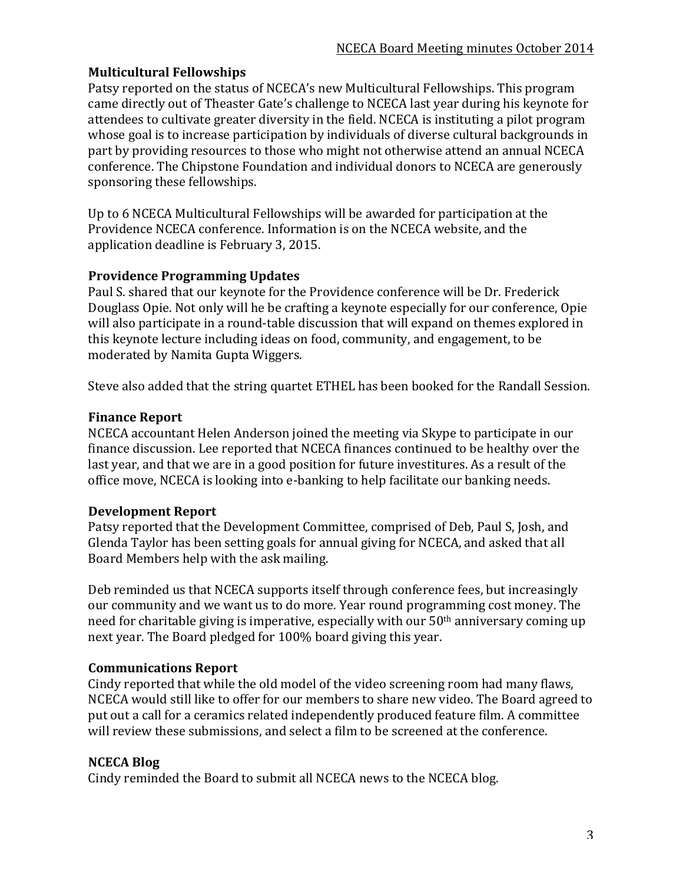### Multicultural Fellowships

Patsy reported on the status of NCECA's new Multicultural Fellowships. This program came directly out of Theaster Gate's challenge to NCECA last year during his keynote for attendees to cultivate greater diversity in the field. NCECA is instituting a pilot program whose goal is to increase participation by individuals of diverse cultural backgrounds in part by providing resources to those who might not otherwise attend an annual NCECA conference. The Chipstone Foundation and individual donors to NCECA are generously sponsoring these fellowships.

Up to 6 NCECA Multicultural Fellowships will be awarded for participation at the Providence NCECA conference. Information is on the NCECA website, and the application deadline is February 3, 2015.

### Providence Programming Updates

Paul S. shared that our keynote for the Providence conference will be Dr. Frederick Douglass Opie. Not only will he be crafting a keynote especially for our conference, Opie will also participate in a round-table discussion that will expand on themes explored in this keynote lecture including ideas on food, community, and engagement, to be moderated by Namita Gupta Wiggers.

Steve also added that the string quartet ETHEL has been booked for the Randall Session.

### Finance Report

NCECA accountant Helen Anderson joined the meeting via Skype to participate in our finance discussion. Lee reported that NCECA finances continued to be healthy over the last year, and that we are in a good position for future investitures. As a result of the office move, NCECA is looking into e-banking to help facilitate our banking needs.

### Development Report

Patsy reported that the Development Committee, comprised of Deb, Paul S, Josh, and Glenda Taylor has been setting goals for annual giving for NCECA, and asked that all Board Members help with the ask mailing.

Deb reminded us that NCECA supports itself through conference fees, but increasingly our community and we want us to do more. Year round programming cost money. The need for charitable giving is imperative, especially with our 50th anniversary coming up next year. The Board pledged for 100% board giving this year.

### Communications Report

Cindy reported that while the old model of the video screening room had many flaws, NCECA would still like to offer for our members to share new video. The Board agreed to put out a call for a ceramics related independently produced feature film. A committee will review these submissions, and select a film to be screened at the conference.

### NCECA Blog

Cindy reminded the Board to submit all NCECA news to the NCECA blog.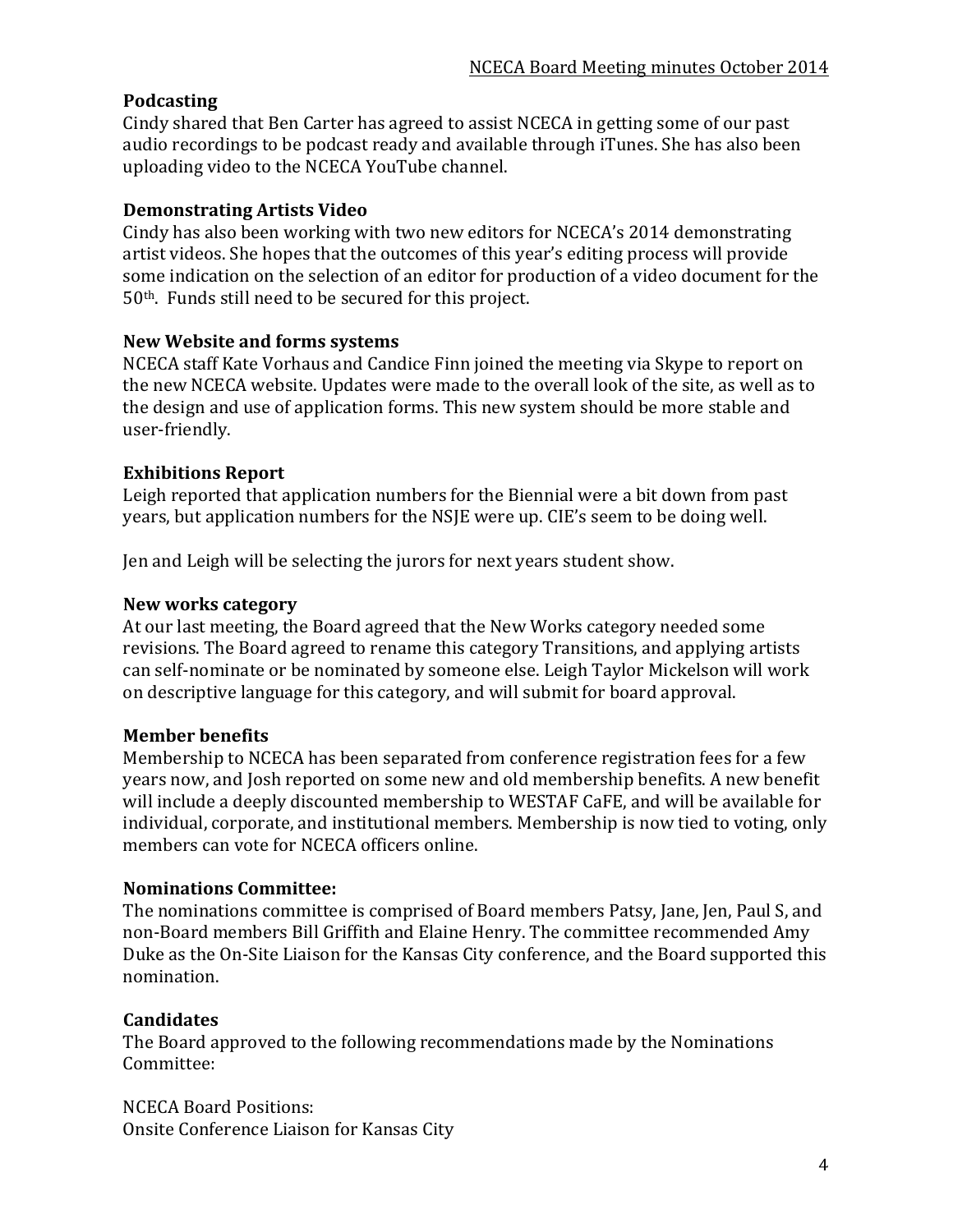### Podcasting

Cindy shared that Ben Carter has agreed to assist NCECA in getting some of our past audio recordings to be podcast ready and available through iTunes. She has also been uploading video to the NCECA YouTube channel.

### Demonstrating Artists Video

Cindy has also been working with two new editors for NCECA's 2014 demonstrating artist videos. She hopes that the outcomes of this year's editing process will provide some indication on the selection of an editor for production of a video document for the 50th. Funds still need to be secured for this project.

### New Website and forms systems

NCECA staff Kate Vorhaus and Candice Finn joined the meeting via Skype to report on the new NCECA website. Updates were made to the overall look of the site, as well as to the design and use of application forms. This new system should be more stable and user-friendly.

### Exhibitions Report

Leigh reported that application numbers for the Biennial were a bit down from past years, but application numbers for the NSJE were up. CIE's seem to be doing well.

Jen and Leigh will be selecting the jurors for next years student show.

### New works category

At our last meeting, the Board agreed that the New Works category needed some revisions. The Board agreed to rename this category Transitions, and applying artists can self-nominate or be nominated by someone else. Leigh Taylor Mickelson will work on descriptive language for this category, and will submit for board approval.

### Member benefits

Membership to NCECA has been separated from conference registration fees for a few years now, and Josh reported on some new and old membership benefits. A new benefit will include a deeply discounted membership to WESTAF CaFE, and will be available for individual, corporate, and institutional members. Membership is now tied to voting, only members can vote for NCECA officers online.

### Nominations Committee:

The nominations committee is comprised of Board members Patsy, Jane, Jen, Paul S, and non-Board members Bill Griffith and Elaine Henry. The committee recommended Amy Duke as the On-Site Liaison for the Kansas City conference, and the Board supported this nomination.

### Candidates

The Board approved to the following recommendations made by the Nominations Committee:

NCECA Board Positions:
Onsite Conference Liaison for Kansas City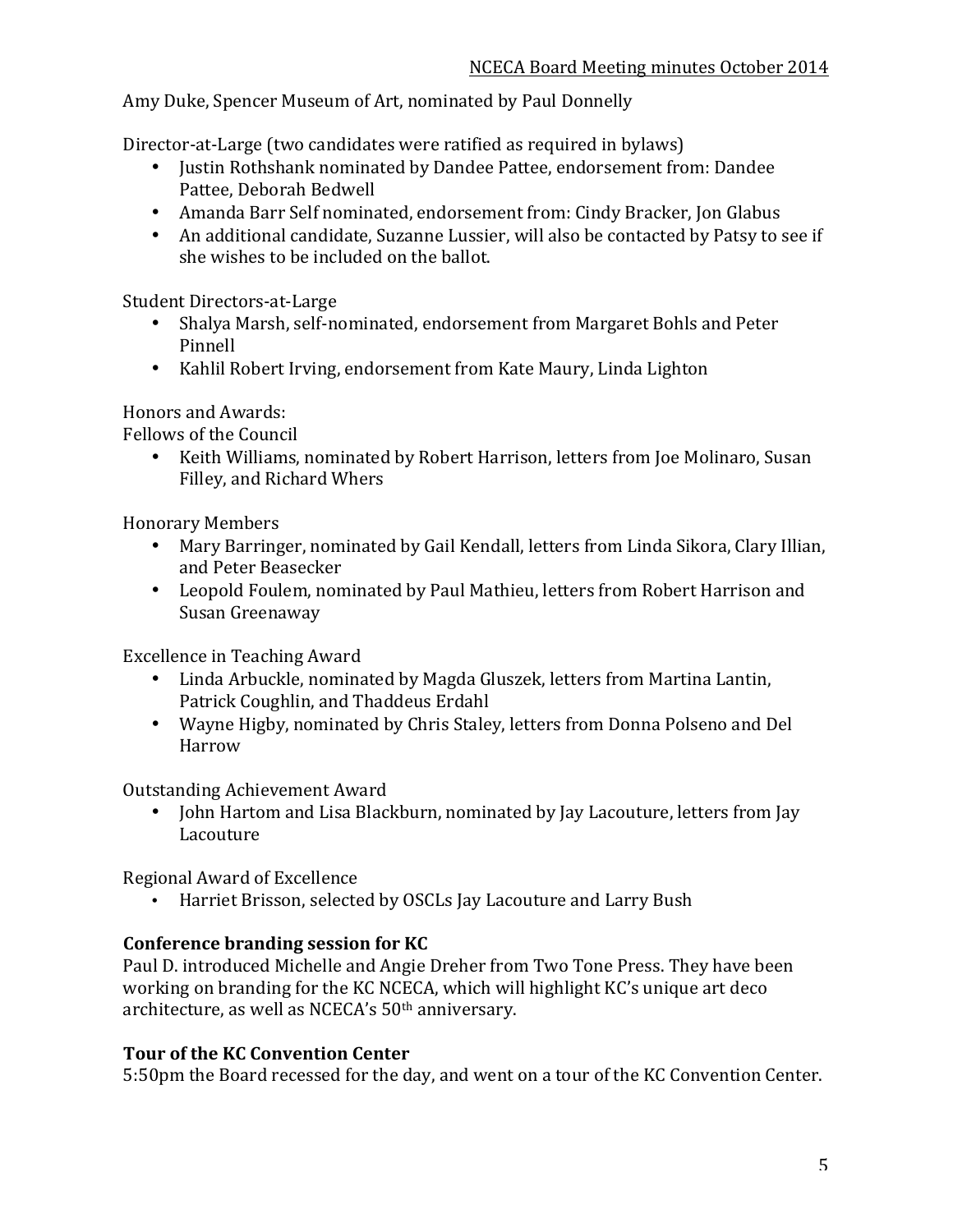Amy Duke, Spencer Museum of Art, nominated by Paul Donnelly

Director-at-Large (two candidates were ratified as required in bylaws)

- Justin Rothshank nominated by Dandee Pattee, endorsement from: Dandee Pattee, Deborah Bedwell
- Amanda Barr Self nominated, endorsement from: Cindy Bracker, Jon Glabus
- An additional candidate, Suzanne Lussier, will also be contacted by Patsy to see if she wishes to be included on the ballot.

Student Directors-at-Large

- Shalya Marsh, self-nominated, endorsement from Margaret Bohls and Peter Pinnell
- Kahlil Robert Irving, endorsement from Kate Maury, Linda Lighton

Honors and Awards:
Fellows of the Council

- Keith Williams, nominated by Robert Harrison, letters from Joe Molinaro, Susan Filley, and Richard Whers

Honorary Members

- Mary Barringer, nominated by Gail Kendall, letters from Linda Sikora, Clary Illian, and Peter Beasecker
- Leopold Foulem, nominated by Paul Mathieu, letters from Robert Harrison and Susan Greenaway

Excellence in Teaching Award

- Linda Arbuckle, nominated by Magda Gluszek, letters from Martina Lantin, Patrick Coughlin, and Thaddeus Erdahl
- Wayne Higby, nominated by Chris Staley, letters from Donna Polseno and Del Harrow

Outstanding Achievement Award

- John Hartom and Lisa Blackburn, nominated by Jay Lacouture, letters from Jay Lacouture

Regional Award of Excellence

- Harriet Brisson, selected by OSCLs Jay Lacouture and Larry Bush

**Conference branding session for KC**

Paul D. introduced Michelle and Angie Dreher from Two Tone Press. They have been working on branding for the KC NCECA, which will highlight KC's unique art deco architecture, as well as NCECA's 50th anniversary.

**Tour of the KC Convention Center**

5:50pm the Board recessed for the day, and went on a tour of the KC Convention Center.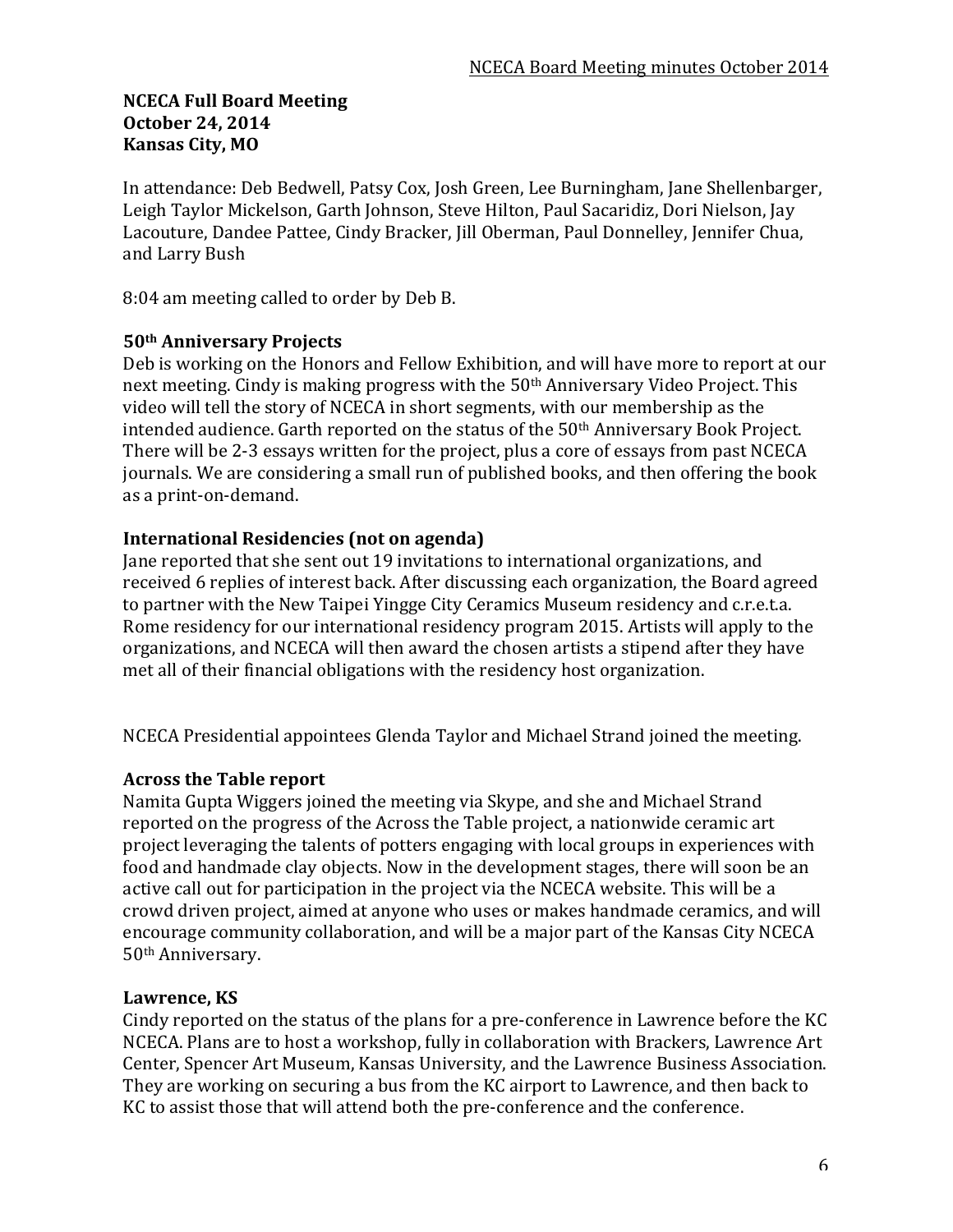**NCECA Full Board Meeting**
**October 24, 2014**
**Kansas City, MO**

In attendance: Deb Bedwell, Patsy Cox, Josh Green, Lee Burningham, Jane Shellenbarger, Leigh Taylor Mickelson, Garth Johnson, Steve Hilton, Paul Sacaridiz, Dori Nielson, Jay Lacouture, Dandee Pattee, Cindy Bracker, Jill Oberman, Paul Donnelley, Jennifer Chua, and Larry Bush

8:04 am meeting called to order by Deb B.

### 50th Anniversary Projects

Deb is working on the Honors and Fellow Exhibition, and will have more to report at our next meeting. Cindy is making progress with the 50th Anniversary Video Project. This video will tell the story of NCECA in short segments, with our membership as the intended audience. Garth reported on the status of the 50th Anniversary Book Project. There will be 2-3 essays written for the project, plus a core of essays from past NCECA journals. We are considering a small run of published books, and then offering the book as a print-on-demand.

### International Residencies (not on agenda)

Jane reported that she sent out 19 invitations to international organizations, and received 6 replies of interest back. After discussing each organization, the Board agreed to partner with the New Taipei Yingge City Ceramics Museum residency and c.r.e.t.a. Rome residency for our international residency program 2015. Artists will apply to the organizations, and NCECA will then award the chosen artists a stipend after they have met all of their financial obligations with the residency host organization.

NCECA Presidential appointees Glenda Taylor and Michael Strand joined the meeting.

### Across the Table report

Namita Gupta Wiggers joined the meeting via Skype, and she and Michael Strand reported on the progress of the Across the Table project, a nationwide ceramic art project leveraging the talents of potters engaging with local groups in experiences with food and handmade clay objects. Now in the development stages, there will soon be an active call out for participation in the project via the NCECA website. This will be a crowd driven project, aimed at anyone who uses or makes handmade ceramics, and will encourage community collaboration, and will be a major part of the Kansas City NCECA 50th Anniversary.

### Lawrence, KS

Cindy reported on the status of the plans for a pre-conference in Lawrence before the KC NCECA. Plans are to host a workshop, fully in collaboration with Brackers, Lawrence Art Center, Spencer Art Museum, Kansas University, and the Lawrence Business Association. They are working on securing a bus from the KC airport to Lawrence, and then back to KC to assist those that will attend both the pre-conference and the conference.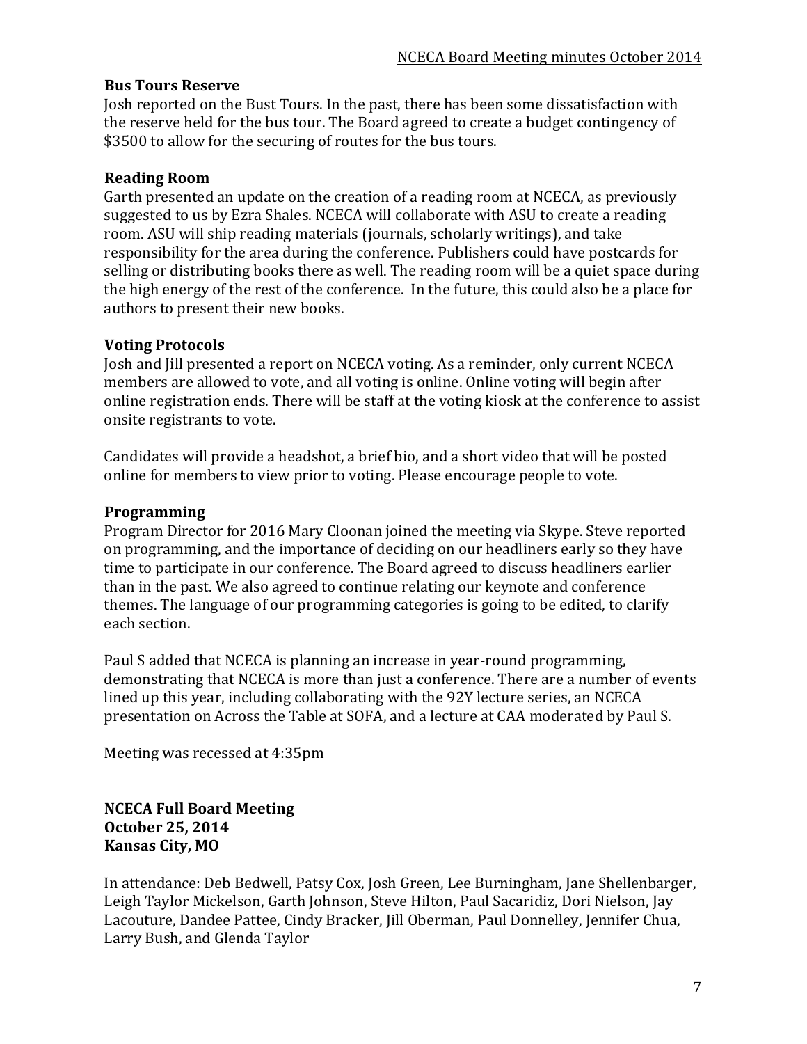### Bus Tours Reserve

Josh reported on the Bust Tours. In the past, there has been some dissatisfaction with the reserve held for the bus tour. The Board agreed to create a budget contingency of $3500 to allow for the securing of routes for the bus tours.

### Reading Room

Garth presented an update on the creation of a reading room at NCECA, as previously suggested to us by Ezra Shales. NCECA will collaborate with ASU to create a reading room. ASU will ship reading materials (journals, scholarly writings), and take responsibility for the area during the conference. Publishers could have postcards for selling or distributing books there as well. The reading room will be a quiet space during the high energy of the rest of the conference. In the future, this could also be a place for authors to present their new books.

### Voting Protocols

Josh and Jill presented a report on NCECA voting. As a reminder, only current NCECA members are allowed to vote, and all voting is online. Online voting will begin after online registration ends. There will be staff at the voting kiosk at the conference to assist onsite registrants to vote.

Candidates will provide a headshot, a brief bio, and a short video that will be posted online for members to view prior to voting. Please encourage people to vote.

### Programming

Program Director for 2016 Mary Cloonan joined the meeting via Skype. Steve reported on programming, and the importance of deciding on our headliners early so they have time to participate in our conference. The Board agreed to discuss headliners earlier than in the past. We also agreed to continue relating our keynote and conference themes. The language of our programming categories is going to be edited, to clarify each section.

Paul S added that NCECA is planning an increase in year-round programming, demonstrating that NCECA is more than just a conference. There are a number of events lined up this year, including collaborating with the 92Y lecture series, an NCECA presentation on Across the Table at SOFA, and a lecture at CAA moderated by Paul S.

Meeting was recessed at 4:35pm

**NCECA Full Board Meeting**
**October 25, 2014**
**Kansas City, MO**

In attendance: Deb Bedwell, Patsy Cox, Josh Green, Lee Burningham, Jane Shellenbarger, Leigh Taylor Mickelson, Garth Johnson, Steve Hilton, Paul Sacaridiz, Dori Nielson, Jay Lacouture, Dandee Pattee, Cindy Bracker, Jill Oberman, Paul Donnelley, Jennifer Chua, Larry Bush, and Glenda Taylor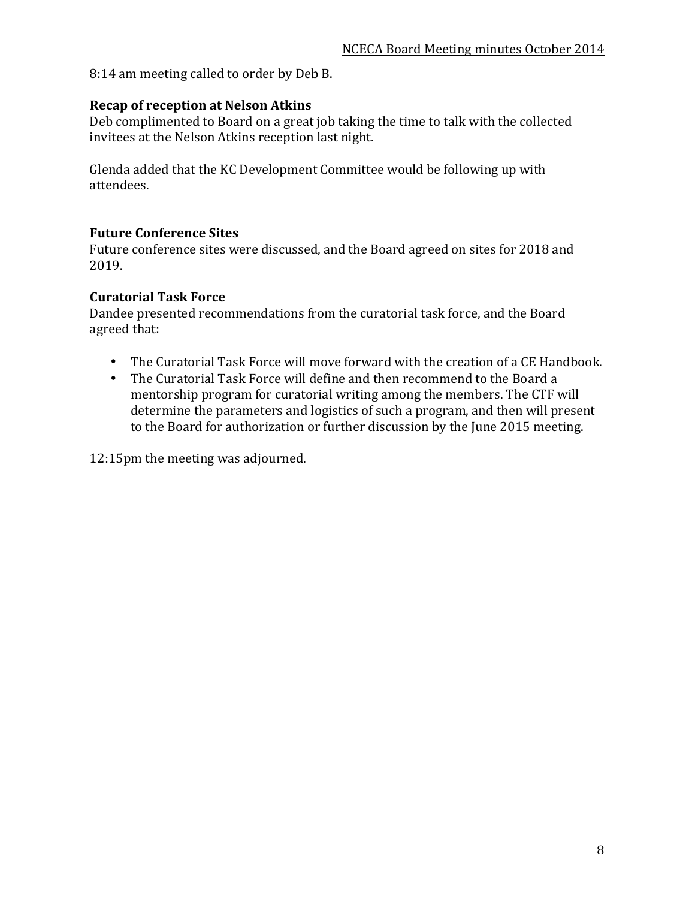8:14 am meeting called to order by Deb B.

**Recap of reception at Nelson Atkins**

Deb complimented to Board on a great job taking the time to talk with the collected invitees at the Nelson Atkins reception last night.

Glenda added that the KC Development Committee would be following up with attendees.

**Future Conference Sites**

Future conference sites were discussed, and the Board agreed on sites for 2018 and 2019.

**Curatorial Task Force**

Dandee presented recommendations from the curatorial task force, and the Board agreed that:

- The Curatorial Task Force will move forward with the creation of a CE Handbook.
- The Curatorial Task Force will define and then recommend to the Board a mentorship program for curatorial writing among the members. The CTF will determine the parameters and logistics of such a program, and then will present to the Board for authorization or further discussion by the June 2015 meeting.

12:15pm the meeting was adjourned.